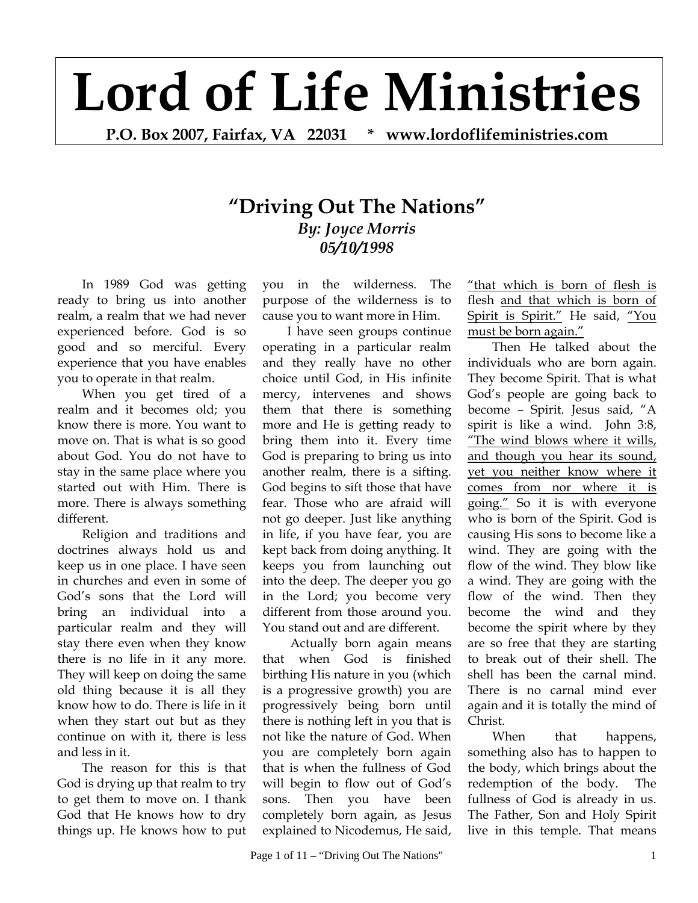# Lord of Life Ministries

**P.O. Box 2007, Fairfax, VA 22031 * www.lordoflifeministries.com**

## "Driving Out The Nations"

***By: Joyce Morris***
***05/10/1998***

In 1989 God was getting ready to bring us into another realm, a realm that we had never experienced before. God is so good and so merciful. Every experience that you have enables you to operate in that realm.

When you get tired of a realm and it becomes old; you know there is more. You want to move on. That is what is so good about God. You do not have to stay in the same place where you started out with Him. There is more. There is always something different.

Religion and traditions and doctrines always hold us and keep us in one place. I have seen in churches and even in some of God's sons that the Lord will bring an individual into a particular realm and they will stay there even when they know there is no life in it any more. They will keep on doing the same old thing because it is all they know how to do. There is life in it when they start out but as they continue on with it, there is less and less in it.

The reason for this is that God is drying up that realm to try to get them to move on. I thank God that He knows how to dry things up. He knows how to put you in the wilderness. The purpose of the wilderness is to cause you to want more in Him.

I have seen groups continue operating in a particular realm and they really have no other choice until God, in His infinite mercy, intervenes and shows them that there is something more and He is getting ready to bring them into it. Every time God is preparing to bring us into another realm, there is a sifting. God begins to sift those that have fear. Those who are afraid will not go deeper. Just like anything in life, if you have fear, you are kept back from doing anything. It keeps you from launching out into the deep. The deeper you go in the Lord; you become very different from those around you. You stand out and are different.

Actually born again means that when God is finished birthing His nature in you (which is a progressive growth) you are progressively being born until there is nothing left in you that is not like the nature of God. When you are completely born again that is when the fullness of God will begin to flow out of God's sons. Then you have been completely born again, as Jesus explained to Nicodemus, He said, <u>"that which is born of flesh is flesh</u> <u>and that which is born of Spirit is Spirit."</u> He said, <u>"You must be born again."</u>

Then He talked about the individuals who are born again. They become Spirit. That is what God's people are going back to become – Spirit. Jesus said, "A spirit is like a wind. John 3:8, <u>"The wind blows where it wills, and though you hear its sound, yet you neither know where it comes from nor where it is going."</u> So it is with everyone who is born of the Spirit. God is causing His sons to become like a wind. They are going with the flow of the wind. They blow like a wind. They are going with the flow of the wind. Then they become the wind and they become the spirit where by they are so free that they are starting to break out of their shell. The shell has been the carnal mind. There is no carnal mind ever again and it is totally the mind of Christ.

When that happens, something also has to happen to the body, which brings about the redemption of the body. The fullness of God is already in us. The Father, Son and Holy Spirit live in this temple. That means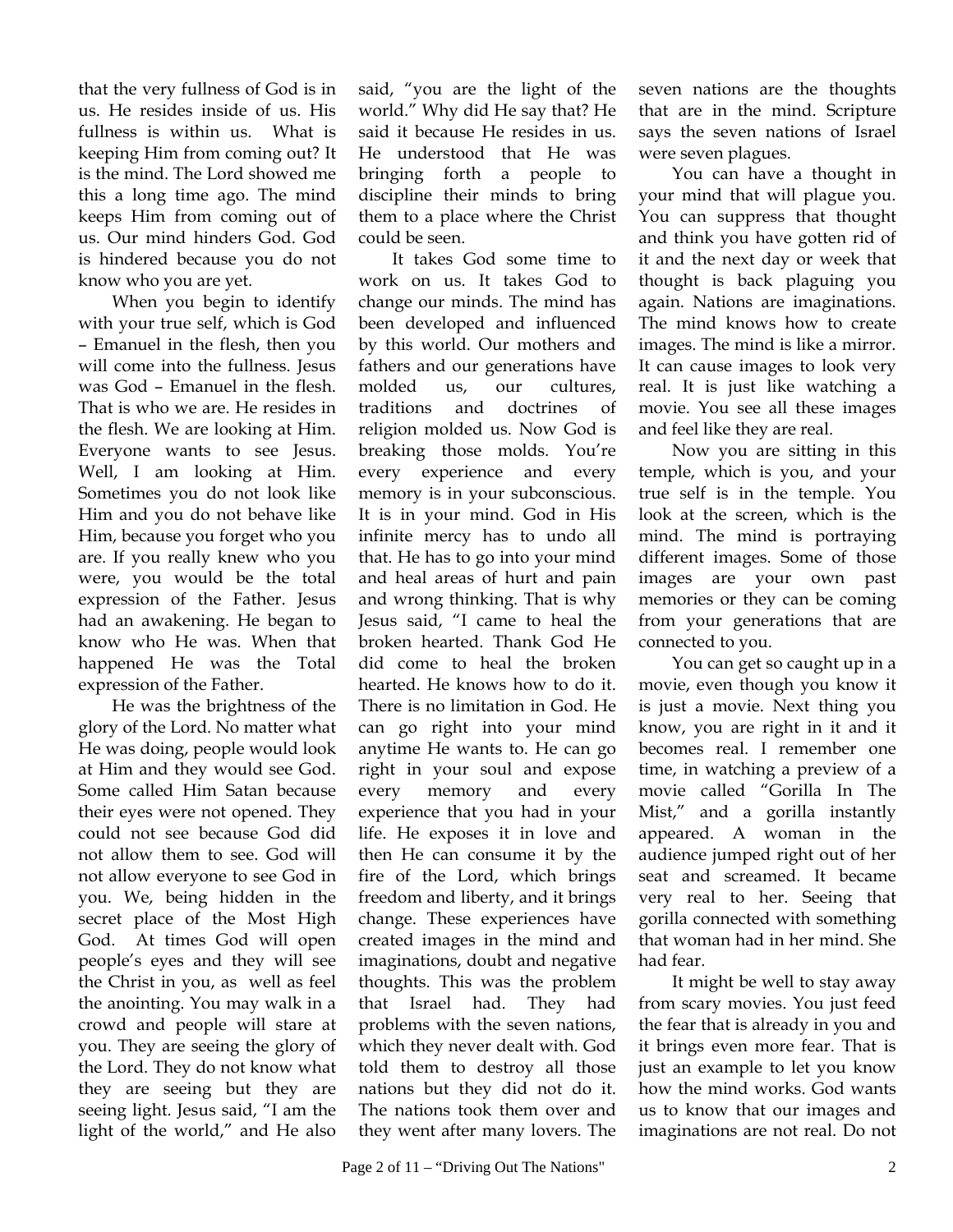that the very fullness of God is in us. He resides inside of us. His fullness is within us. What is keeping Him from coming out? It is the mind. The Lord showed me this a long time ago. The mind keeps Him from coming out of us. Our mind hinders God. God is hindered because you do not know who you are yet.

When you begin to identify with your true self, which is God – Emanuel in the flesh, then you will come into the fullness. Jesus was God – Emanuel in the flesh. That is who we are. He resides in the flesh. We are looking at Him. Everyone wants to see Jesus. Well, I am looking at Him. Sometimes you do not look like Him and you do not behave like Him, because you forget who you are. If you really knew who you were, you would be the total expression of the Father. Jesus had an awakening. He began to know who He was. When that happened He was the Total expression of the Father.

He was the brightness of the glory of the Lord. No matter what He was doing, people would look at Him and they would see God. Some called Him Satan because their eyes were not opened. They could not see because God did not allow them to see. God will not allow everyone to see God in you. We, being hidden in the secret place of the Most High God. At times God will open people's eyes and they will see the Christ in you, as well as feel the anointing. You may walk in a crowd and people will stare at you. They are seeing the glory of the Lord. They do not know what they are seeing but they are seeing light. Jesus said, "I am the light of the world," and He also said, "you are the light of the world." Why did He say that? He said it because He resides in us. He understood that He was bringing forth a people to discipline their minds to bring them to a place where the Christ could be seen.

It takes God some time to work on us. It takes God to change our minds. The mind has been developed and influenced by this world. Our mothers and fathers and our generations have molded us, our cultures, traditions and doctrines of religion molded us. Now God is breaking those molds. You're every experience and every memory is in your subconscious. It is in your mind. God in His infinite mercy has to undo all that. He has to go into your mind and heal areas of hurt and pain and wrong thinking. That is why Jesus said, "I came to heal the broken hearted. Thank God He did come to heal the broken hearted. He knows how to do it. There is no limitation in God. He can go right into your mind anytime He wants to. He can go right in your soul and expose every memory and every experience that you had in your life. He exposes it in love and then He can consume it by the fire of the Lord, which brings freedom and liberty, and it brings change. These experiences have created images in the mind and imaginations, doubt and negative thoughts. This was the problem that Israel had. They had problems with the seven nations, which they never dealt with. God told them to destroy all those nations but they did not do it. The nations took them over and they went after many lovers. The seven nations are the thoughts that are in the mind. Scripture says the seven nations of Israel were seven plagues.

You can have a thought in your mind that will plague you. You can suppress that thought and think you have gotten rid of it and the next day or week that thought is back plaguing you again. Nations are imaginations. The mind knows how to create images. The mind is like a mirror. It can cause images to look very real. It is just like watching a movie. You see all these images and feel like they are real.

Now you are sitting in this temple, which is you, and your true self is in the temple. You look at the screen, which is the mind. The mind is portraying different images. Some of those images are your own past memories or they can be coming from your generations that are connected to you.

You can get so caught up in a movie, even though you know it is just a movie. Next thing you know, you are right in it and it becomes real. I remember one time, in watching a preview of a movie called "Gorilla In The Mist," and a gorilla instantly appeared. A woman in the audience jumped right out of her seat and screamed. It became very real to her. Seeing that gorilla connected with something that woman had in her mind. She had fear.

It might be well to stay away from scary movies. You just feed the fear that is already in you and it brings even more fear. That is just an example to let you know how the mind works. God wants us to know that our images and imaginations are not real. Do not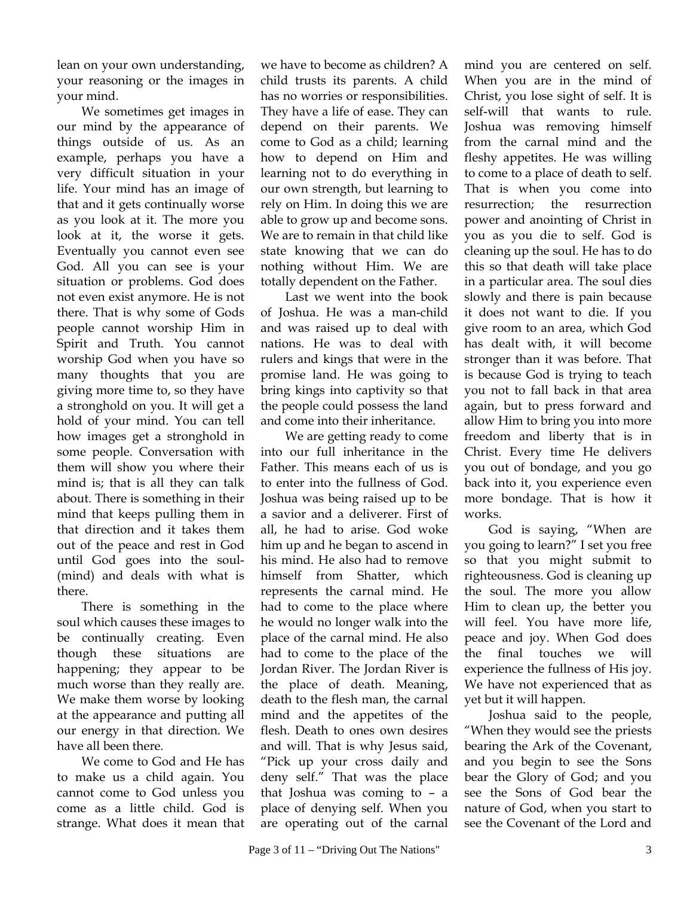lean on your own understanding, your reasoning or the images in your mind.

We sometimes get images in our mind by the appearance of things outside of us. As an example, perhaps you have a very difficult situation in your life. Your mind has an image of that and it gets continually worse as you look at it. The more you look at it, the worse it gets. Eventually you cannot even see God. All you can see is your situation or problems. God does not even exist anymore. He is not there. That is why some of Gods people cannot worship Him in Spirit and Truth. You cannot worship God when you have so many thoughts that you are giving more time to, so they have a stronghold on you. It will get a hold of your mind. You can tell how images get a stronghold in some people. Conversation with them will show you where their mind is; that is all they can talk about. There is something in their mind that keeps pulling them in that direction and it takes them out of the peace and rest in God until God goes into the soul-(mind) and deals with what is there.

There is something in the soul which causes these images to be continually creating. Even though these situations are happening; they appear to be much worse than they really are. We make them worse by looking at the appearance and putting all our energy in that direction. We have all been there.

We come to God and He has to make us a child again. You cannot come to God unless you come as a little child. God is strange. What does it mean that we have to become as children? A child trusts its parents. A child has no worries or responsibilities. They have a life of ease. They can depend on their parents. We come to God as a child; learning how to depend on Him and learning not to do everything in our own strength, but learning to rely on Him. In doing this we are able to grow up and become sons. We are to remain in that child like state knowing that we can do nothing without Him. We are totally dependent on the Father.

Last we went into the book of Joshua. He was a man-child and was raised up to deal with nations. He was to deal with rulers and kings that were in the promise land. He was going to bring kings into captivity so that the people could possess the land and come into their inheritance.

We are getting ready to come into our full inheritance in the Father. This means each of us is to enter into the fullness of God. Joshua was being raised up to be a savior and a deliverer. First of all, he had to arise. God woke him up and he began to ascend in his mind. He also had to remove himself from Shatter, which represents the carnal mind. He had to come to the place where he would no longer walk into the place of the carnal mind. He also had to come to the place of the Jordan River. The Jordan River is the place of death. Meaning, death to the flesh man, the carnal mind and the appetites of the flesh. Death to ones own desires and will. That is why Jesus said, "Pick up your cross daily and deny self." That was the place that Joshua was coming to – a place of denying self. When you are operating out of the carnal mind you are centered on self. When you are in the mind of Christ, you lose sight of self. It is self-will that wants to rule. Joshua was removing himself from the carnal mind and the fleshy appetites. He was willing to come to a place of death to self. That is when you come into resurrection; the resurrection power and anointing of Christ in you as you die to self. God is cleaning up the soul. He has to do this so that death will take place in a particular area. The soul dies slowly and there is pain because it does not want to die. If you give room to an area, which God has dealt with, it will become stronger than it was before. That is because God is trying to teach you not to fall back in that area again, but to press forward and allow Him to bring you into more freedom and liberty that is in Christ. Every time He delivers you out of bondage, and you go back into it, you experience even more bondage. That is how it works.

God is saying, "When are you going to learn?" I set you free so that you might submit to righteousness. God is cleaning up the soul. The more you allow Him to clean up, the better you will feel. You have more life, peace and joy. When God does the final touches we will experience the fullness of His joy. We have not experienced that as yet but it will happen.

Joshua said to the people, "When they would see the priests bearing the Ark of the Covenant, and you begin to see the Sons bear the Glory of God; and you see the Sons of God bear the nature of God, when you start to see the Covenant of the Lord and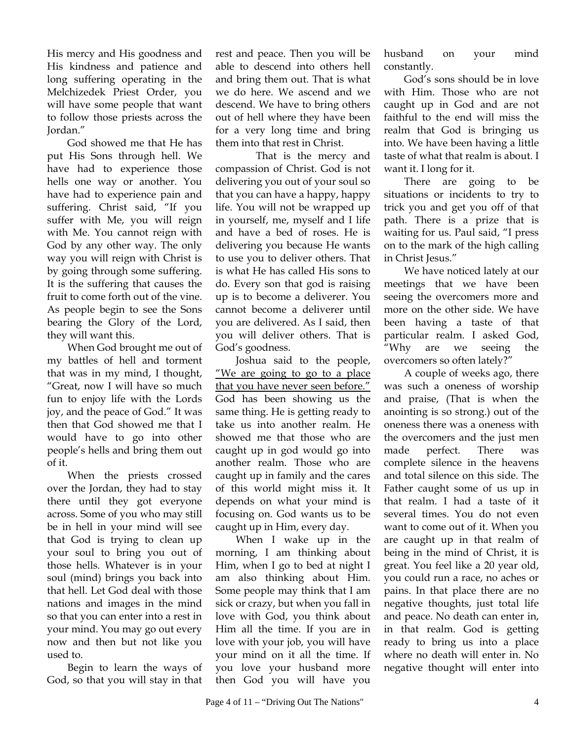His mercy and His goodness and His kindness and patience and long suffering operating in the Melchizedek Priest Order, you will have some people that want to follow those priests across the Jordan."

God showed me that He has put His Sons through hell. We have had to experience those hells one way or another. You have had to experience pain and suffering. Christ said, "If you suffer with Me, you will reign with Me. You cannot reign with God by any other way. The only way you will reign with Christ is by going through some suffering. It is the suffering that causes the fruit to come forth out of the vine. As people begin to see the Sons bearing the Glory of the Lord, they will want this.

When God brought me out of my battles of hell and torment that was in my mind, I thought, "Great, now I will have so much fun to enjoy life with the Lords joy, and the peace of God." It was then that God showed me that I would have to go into other people's hells and bring them out of it.

When the priests crossed over the Jordan, they had to stay there until they got everyone across. Some of you who may still be in hell in your mind will see that God is trying to clean up your soul to bring you out of those hells. Whatever is in your soul (mind) brings you back into that hell. Let God deal with those nations and images in the mind so that you can enter into a rest in your mind. You may go out every now and then but not like you used to.

Begin to learn the ways of God, so that you will stay in that rest and peace. Then you will be able to descend into others hell and bring them out. That is what we do here. We ascend and we descend. We have to bring others out of hell where they have been for a very long time and bring them into that rest in Christ.

That is the mercy and compassion of Christ. God is not delivering you out of your soul so that you can have a happy, happy life. You will not be wrapped up in yourself, me, myself and I life and have a bed of roses. He is delivering you because He wants to use you to deliver others. That is what He has called His sons to do. Every son that god is raising up is to become a deliverer. You cannot become a deliverer until you are delivered. As I said, then you will deliver others. That is God's goodness.

Joshua said to the people, <u>"We are going to go to a place that you have never seen before."</u> God has been showing us the same thing. He is getting ready to take us into another realm. He showed me that those who are caught up in god would go into another realm. Those who are caught up in family and the cares of this world might miss it. It depends on what your mind is focusing on. God wants us to be caught up in Him, every day.

When I wake up in the morning, I am thinking about Him, when I go to bed at night I am also thinking about Him. Some people may think that I am sick or crazy, but when you fall in love with God, you think about Him all the time. If you are in love with your job, you will have your mind on it all the time. If you love your husband more then God you will have you husband on your mind constantly.

God's sons should be in love with Him. Those who are not caught up in God and are not faithful to the end will miss the realm that God is bringing us into. We have been having a little taste of what that realm is about. I want it. I long for it.

There are going to be situations or incidents to try to trick you and get you off of that path. There is a prize that is waiting for us. Paul said, "I press on to the mark of the high calling in Christ Jesus."

We have noticed lately at our meetings that we have been seeing the overcomers more and more on the other side. We have been having a taste of that particular realm. I asked God, "Why are we seeing the overcomers so often lately?"

A couple of weeks ago, there was such a oneness of worship and praise, (That is when the anointing is so strong.) out of the oneness there was a oneness with the overcomers and the just men made perfect. There was complete silence in the heavens and total silence on this side. The Father caught some of us up in that realm. I had a taste of it several times. You do not even want to come out of it. When you are caught up in that realm of being in the mind of Christ, it is great. You feel like a 20 year old, you could run a race, no aches or pains. In that place there are no negative thoughts, just total life and peace. No death can enter in, in that realm. God is getting ready to bring us into a place where no death will enter in. No negative thought will enter into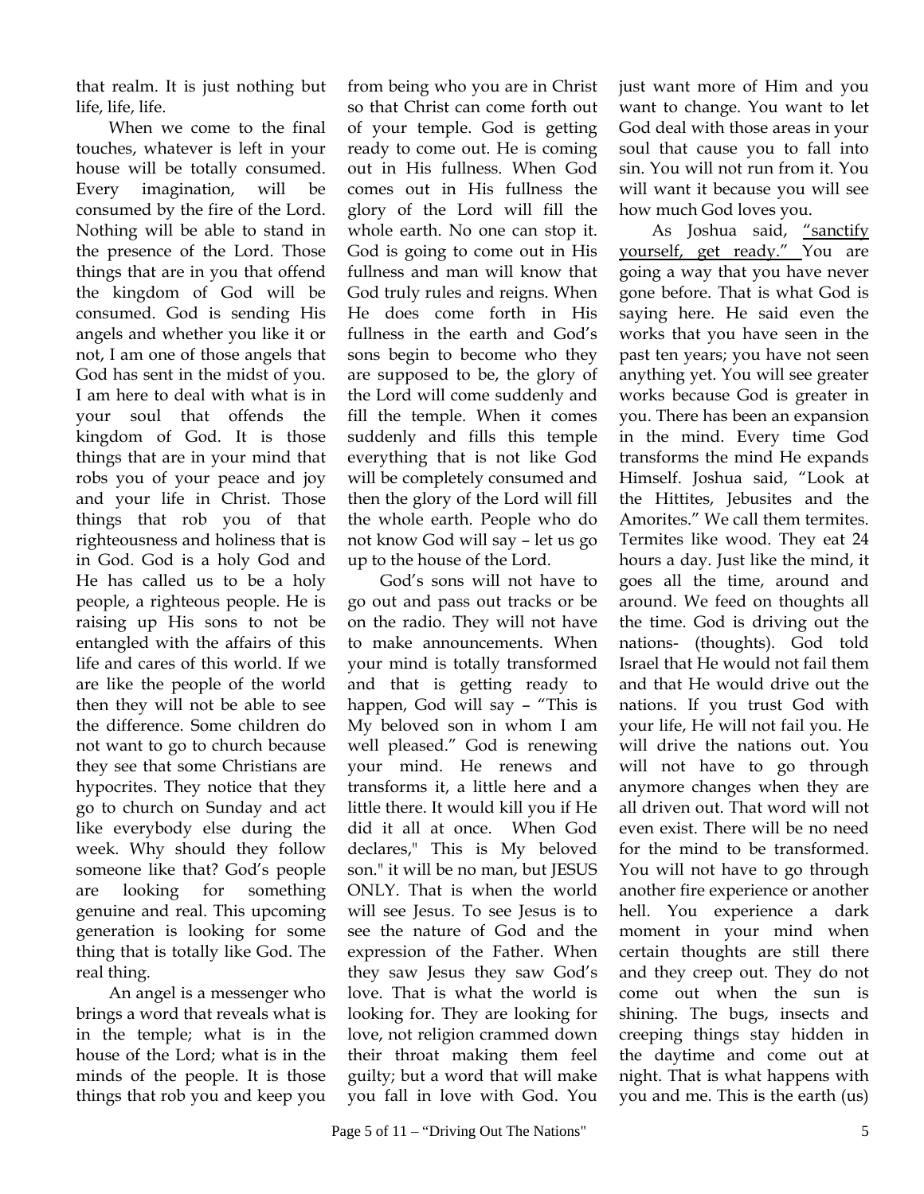that realm. It is just nothing but life, life, life.

When we come to the final touches, whatever is left in your house will be totally consumed. Every imagination, will be consumed by the fire of the Lord. Nothing will be able to stand in the presence of the Lord. Those things that are in you that offend the kingdom of God will be consumed. God is sending His angels and whether you like it or not, I am one of those angels that God has sent in the midst of you. I am here to deal with what is in your soul that offends the kingdom of God. It is those things that are in your mind that robs you of your peace and joy and your life in Christ. Those things that rob you of that righteousness and holiness that is in God. God is a holy God and He has called us to be a holy people, a righteous people. He is raising up His sons to not be entangled with the affairs of this life and cares of this world. If we are like the people of the world then they will not be able to see the difference. Some children do not want to go to church because they see that some Christians are hypocrites. They notice that they go to church on Sunday and act like everybody else during the week. Why should they follow someone like that? God's people are looking for something genuine and real. This upcoming generation is looking for some thing that is totally like God. The real thing.

An angel is a messenger who brings a word that reveals what is in the temple; what is in the house of the Lord; what is in the minds of the people. It is those things that rob you and keep you from being who you are in Christ so that Christ can come forth out of your temple. God is getting ready to come out. He is coming out in His fullness. When God comes out in His fullness the glory of the Lord will fill the whole earth. No one can stop it. God is going to come out in His fullness and man will know that God truly rules and reigns. When He does come forth in His fullness in the earth and God's sons begin to become who they are supposed to be, the glory of the Lord will come suddenly and fill the temple. When it comes suddenly and fills this temple everything that is not like God will be completely consumed and then the glory of the Lord will fill the whole earth. People who do not know God will say – let us go up to the house of the Lord.

God's sons will not have to go out and pass out tracks or be on the radio. They will not have to make announcements. When your mind is totally transformed and that is getting ready to happen, God will say – "This is My beloved son in whom I am well pleased." God is renewing your mind. He renews and transforms it, a little here and a little there. It would kill you if He did it all at once. When God declares," This is My beloved son." it will be no man, but JESUS ONLY. That is when the world will see Jesus. To see Jesus is to see the nature of God and the expression of the Father. When they saw Jesus they saw God's love. That is what the world is looking for. They are looking for love, not religion crammed down their throat making them feel guilty; but a word that will make you fall in love with God. You just want more of Him and you want to change. You want to let God deal with those areas in your soul that cause you to fall into sin. You will not run from it. You will want it because you will see how much God loves you.

As Joshua said, <u>"sanctify yourself, get ready."</u> You are going a way that you have never gone before. That is what God is saying here. He said even the works that you have seen in the past ten years; you have not seen anything yet. You will see greater works because God is greater in you. There has been an expansion in the mind. Every time God transforms the mind He expands Himself. Joshua said, "Look at the Hittites, Jebusites and the Amorites." We call them termites. Termites like wood. They eat 24 hours a day. Just like the mind, it goes all the time, around and around. We feed on thoughts all the time. God is driving out the nations- (thoughts). God told Israel that He would not fail them and that He would drive out the nations. If you trust God with your life, He will not fail you. He will drive the nations out. You will not have to go through anymore changes when they are all driven out. That word will not even exist. There will be no need for the mind to be transformed. You will not have to go through another fire experience or another hell. You experience a dark moment in your mind when certain thoughts are still there and they creep out. They do not come out when the sun is shining. The bugs, insects and creeping things stay hidden in the daytime and come out at night. That is what happens with you and me. This is the earth (us)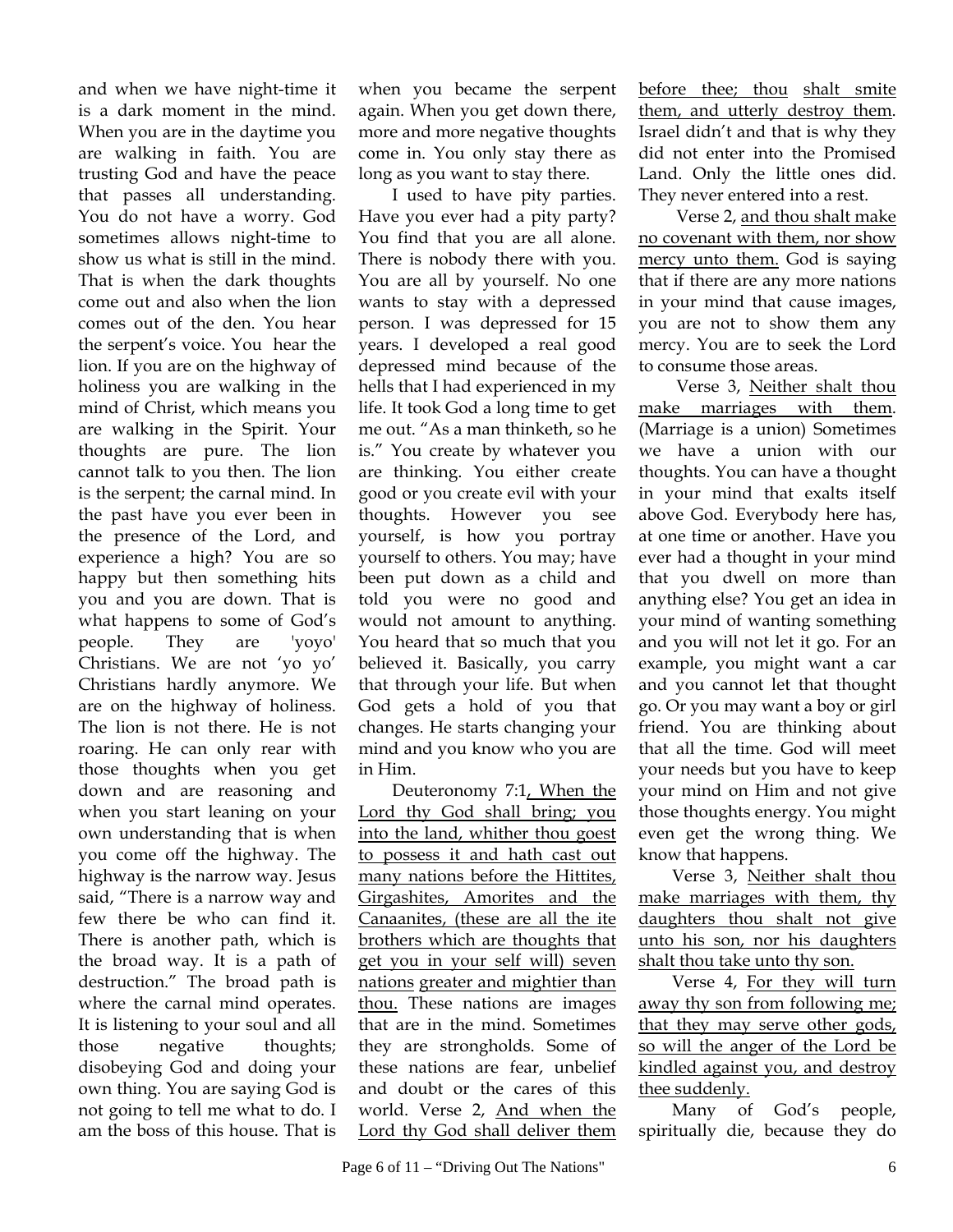and when we have night-time it is a dark moment in the mind. When you are in the daytime you are walking in faith. You are trusting God and have the peace that passes all understanding. You do not have a worry. God sometimes allows night-time to show us what is still in the mind. That is when the dark thoughts come out and also when the lion comes out of the den. You hear the serpent's voice. You hear the lion. If you are on the highway of holiness you are walking in the mind of Christ, which means you are walking in the Spirit. Your thoughts are pure. The lion cannot talk to you then. The lion is the serpent; the carnal mind. In the past have you ever been in the presence of the Lord, and experience a high? You are so happy but then something hits you and you are down. That is what happens to some of God's people. They are 'yoyo' Christians. We are not 'yo yo' Christians hardly anymore. We are on the highway of holiness. The lion is not there. He is not roaring. He can only rear with those thoughts when you get down and are reasoning and when you start leaning on your own understanding that is when you come off the highway. The highway is the narrow way. Jesus said, "There is a narrow way and few there be who can find it. There is another path, which is the broad way. It is a path of destruction." The broad path is where the carnal mind operates. It is listening to your soul and all those negative thoughts; disobeying God and doing your own thing. You are saying God is not going to tell me what to do. I am the boss of this house. That is when you became the serpent again. When you get down there, more and more negative thoughts come in. You only stay there as long as you want to stay there.

I used to have pity parties. Have you ever had a pity party? You find that you are all alone. There is nobody there with you. You are all by yourself. No one wants to stay with a depressed person. I was depressed for 15 years. I developed a real good depressed mind because of the hells that I had experienced in my life. It took God a long time to get me out. "As a man thinketh, so he is." You create by whatever you are thinking. You either create good or you create evil with your thoughts. However you see yourself, is how you portray yourself to others. You may; have been put down as a child and told you were no good and would not amount to anything. You heard that so much that you believed it. Basically, you carry that through your life. But when God gets a hold of you that changes. He starts changing your mind and you know who you are in Him.

Deuteronomy 7:1, When the Lord thy God shall bring; you into the land, whither thou goest to possess it and hath cast out many nations before the Hittites, Girgashites, Amorites and the Canaanites, (these are all the ite brothers which are thoughts that get you in your self will) seven nations greater and mightier than thou. These nations are images that are in the mind. Sometimes they are strongholds. Some of these nations are fear, unbelief and doubt or the cares of this world. Verse 2, And when the Lord thy God shall deliver them before thee; thou shalt smite them, and utterly destroy them. Israel didn't and that is why they did not enter into the Promised Land. Only the little ones did. They never entered into a rest.

Verse 2, and thou shalt make no covenant with them, nor show mercy unto them. God is saying that if there are any more nations in your mind that cause images, you are not to show them any mercy. You are to seek the Lord to consume those areas.

Verse 3, Neither shalt thou make marriages with them. (Marriage is a union) Sometimes we have a union with our thoughts. You can have a thought in your mind that exalts itself above God. Everybody here has, at one time or another. Have you ever had a thought in your mind that you dwell on more than anything else? You get an idea in your mind of wanting something and you will not let it go. For an example, you might want a car and you cannot let that thought go. Or you may want a boy or girl friend. You are thinking about that all the time. God will meet your needs but you have to keep your mind on Him and not give those thoughts energy. You might even get the wrong thing. We know that happens.

Verse 3, Neither shalt thou make marriages with them, thy daughters thou shalt not give unto his son, nor his daughters shalt thou take unto thy son.

Verse 4, For they will turn away thy son from following me; that they may serve other gods, so will the anger of the Lord be kindled against you, and destroy thee suddenly.

Many of God's people, spiritually die, because they do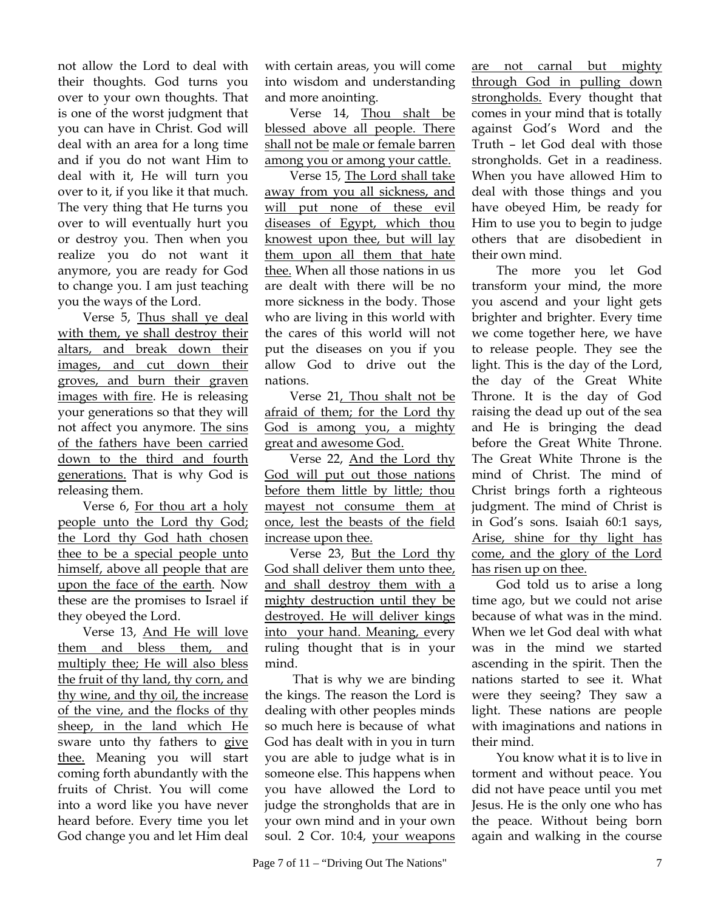not allow the Lord to deal with their thoughts. God turns you over to your own thoughts. That is one of the worst judgment that you can have in Christ. God will deal with an area for a long time and if you do not want Him to deal with it, He will turn you over to it, if you like it that much. The very thing that He turns you over to will eventually hurt you or destroy you. Then when you realize you do not want it anymore, you are ready for God to change you. I am just teaching you the ways of the Lord.

Verse 5, Thus shall ye deal with them, ye shall destroy their altars, and break down their images, and cut down their groves, and burn their graven images with fire. He is releasing your generations so that they will not affect you anymore. The sins of the fathers have been carried down to the third and fourth generations. That is why God is releasing them.

Verse 6, For thou art a holy people unto the Lord thy God; the Lord thy God hath chosen thee to be a special people unto himself, above all people that are upon the face of the earth. Now these are the promises to Israel if they obeyed the Lord.

Verse 13, And He will love them and bless them, and multiply thee; He will also bless the fruit of thy land, thy corn, and thy wine, and thy oil, the increase of the vine, and the flocks of thy sheep, in the land which He sware unto thy fathers to give thee. Meaning you will start coming forth abundantly with the fruits of Christ. You will come into a word like you have never heard before. Every time you let God change you and let Him deal with certain areas, you will come into wisdom and understanding and more anointing.

Verse 14, Thou shalt be blessed above all people. There shall not be male or female barren among you or among your cattle.

Verse 15, The Lord shall take away from you all sickness, and will put none of these evil diseases of Egypt, which thou knowest upon thee, but will lay them upon all them that hate thee. When all those nations in us are dealt with there will be no more sickness in the body. Those who are living in this world with the cares of this world will not put the diseases on you if you allow God to drive out the nations.

Verse 21, Thou shalt not be afraid of them; for the Lord thy God is among you, a mighty great and awesome God.

Verse 22, And the Lord thy God will put out those nations before them little by little; thou mayest not consume them at once, lest the beasts of the field increase upon thee.

Verse 23, But the Lord thy God shall deliver them unto thee, and shall destroy them with a mighty destruction until they be destroyed. He will deliver kings into your hand. Meaning, every ruling thought that is in your mind.

That is why we are binding the kings. The reason the Lord is dealing with other peoples minds so much here is because of what God has dealt with in you in turn you are able to judge what is in someone else. This happens when you have allowed the Lord to judge the strongholds that are in your own mind and in your own soul. 2 Cor. 10:4, your weapons are not carnal but mighty through God in pulling down strongholds. Every thought that comes in your mind that is totally against God's Word and the Truth – let God deal with those strongholds. Get in a readiness. When you have allowed Him to deal with those things and you have obeyed Him, be ready for Him to use you to begin to judge others that are disobedient in their own mind.

The more you let God transform your mind, the more you ascend and your light gets brighter and brighter. Every time we come together here, we have to release people. They see the light. This is the day of the Lord, the day of the Great White Throne. It is the day of God raising the dead up out of the sea and He is bringing the dead before the Great White Throne. The Great White Throne is the mind of Christ. The mind of Christ brings forth a righteous judgment. The mind of Christ is in God's sons. Isaiah 60:1 says, Arise, shine for thy light has come, and the glory of the Lord has risen up on thee.

God told us to arise a long time ago, but we could not arise because of what was in the mind. When we let God deal with what was in the mind we started ascending in the spirit. Then the nations started to see it. What were they seeing? They saw a light. These nations are people with imaginations and nations in their mind.

You know what it is to live in torment and without peace. You did not have peace until you met Jesus. He is the only one who has the peace. Without being born again and walking in the course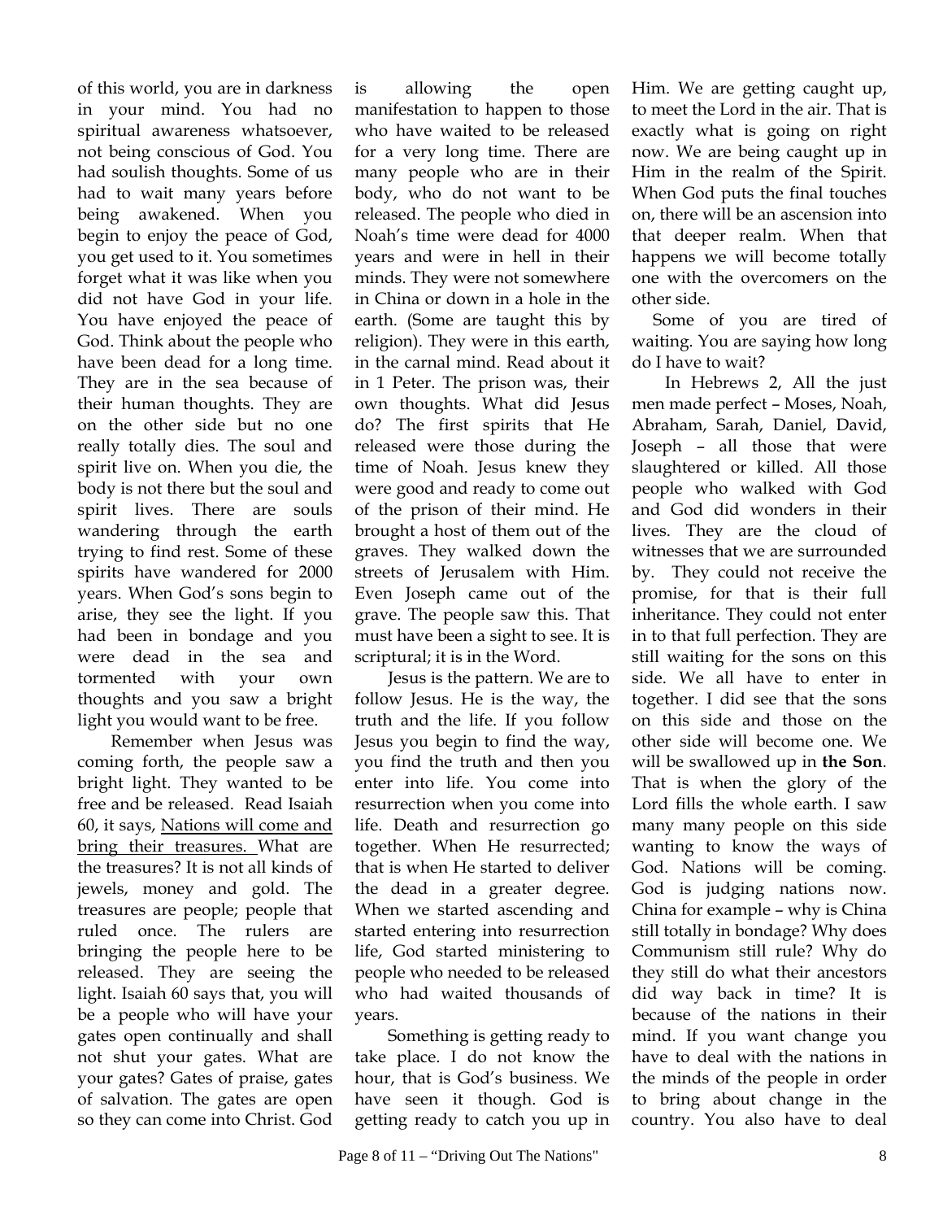of this world, you are in darkness in your mind. You had no spiritual awareness whatsoever, not being conscious of God. You had soulish thoughts. Some of us had to wait many years before being awakened. When you begin to enjoy the peace of God, you get used to it. You sometimes forget what it was like when you did not have God in your life. You have enjoyed the peace of God. Think about the people who have been dead for a long time. They are in the sea because of their human thoughts. They are on the other side but no one really totally dies. The soul and spirit live on. When you die, the body is not there but the soul and spirit lives. There are souls wandering through the earth trying to find rest. Some of these spirits have wandered for 2000 years. When God's sons begin to arise, they see the light. If you had been in bondage and you were dead in the sea and tormented with your own thoughts and you saw a bright light you would want to be free.

Remember when Jesus was coming forth, the people saw a bright light. They wanted to be free and be released. Read Isaiah 60, it says, Nations will come and bring their treasures. What are the treasures? It is not all kinds of jewels, money and gold. The treasures are people; people that ruled once. The rulers are bringing the people here to be released. They are seeing the light. Isaiah 60 says that, you will be a people who will have your gates open continually and shall not shut your gates. What are your gates? Gates of praise, gates of salvation. The gates are open so they can come into Christ. God is allowing the open manifestation to happen to those who have waited to be released for a very long time. There are many people who are in their body, who do not want to be released. The people who died in Noah's time were dead for 4000 years and were in hell in their minds. They were not somewhere in China or down in a hole in the earth. (Some are taught this by religion). They were in this earth, in the carnal mind. Read about it in 1 Peter. The prison was, their own thoughts. What did Jesus do? The first spirits that He released were those during the time of Noah. Jesus knew they were good and ready to come out of the prison of their mind. He brought a host of them out of the graves. They walked down the streets of Jerusalem with Him. Even Joseph came out of the grave. The people saw this. That must have been a sight to see. It is scriptural; it is in the Word.

Jesus is the pattern. We are to follow Jesus. He is the way, the truth and the life. If you follow Jesus you begin to find the way, you find the truth and then you enter into life. You come into resurrection when you come into life. Death and resurrection go together. When He resurrected; that is when He started to deliver the dead in a greater degree. When we started ascending and started entering into resurrection life, God started ministering to people who needed to be released who had waited thousands of years.

Something is getting ready to take place. I do not know the hour, that is God's business. We have seen it though. God is getting ready to catch you up in Him. We are getting caught up, to meet the Lord in the air. That is exactly what is going on right now. We are being caught up in Him in the realm of the Spirit. When God puts the final touches on, there will be an ascension into that deeper realm. When that happens we will become totally one with the overcomers on the other side.

Some of you are tired of waiting. You are saying how long do I have to wait?

In Hebrews 2, All the just men made perfect – Moses, Noah, Abraham, Sarah, Daniel, David, Joseph – all those that were slaughtered or killed. All those people who walked with God and God did wonders in their lives. They are the cloud of witnesses that we are surrounded by. They could not receive the promise, for that is their full inheritance. They could not enter in to that full perfection. They are still waiting for the sons on this side. We all have to enter in together. I did see that the sons on this side and those on the other side will become one. We will be swallowed up in **the Son**. That is when the glory of the Lord fills the whole earth. I saw many many people on this side wanting to know the ways of God. Nations will be coming. God is judging nations now. China for example – why is China still totally in bondage? Why does Communism still rule? Why do they still do what their ancestors did way back in time? It is because of the nations in their mind. If you want change you have to deal with the nations in the minds of the people in order to bring about change in the country. You also have to deal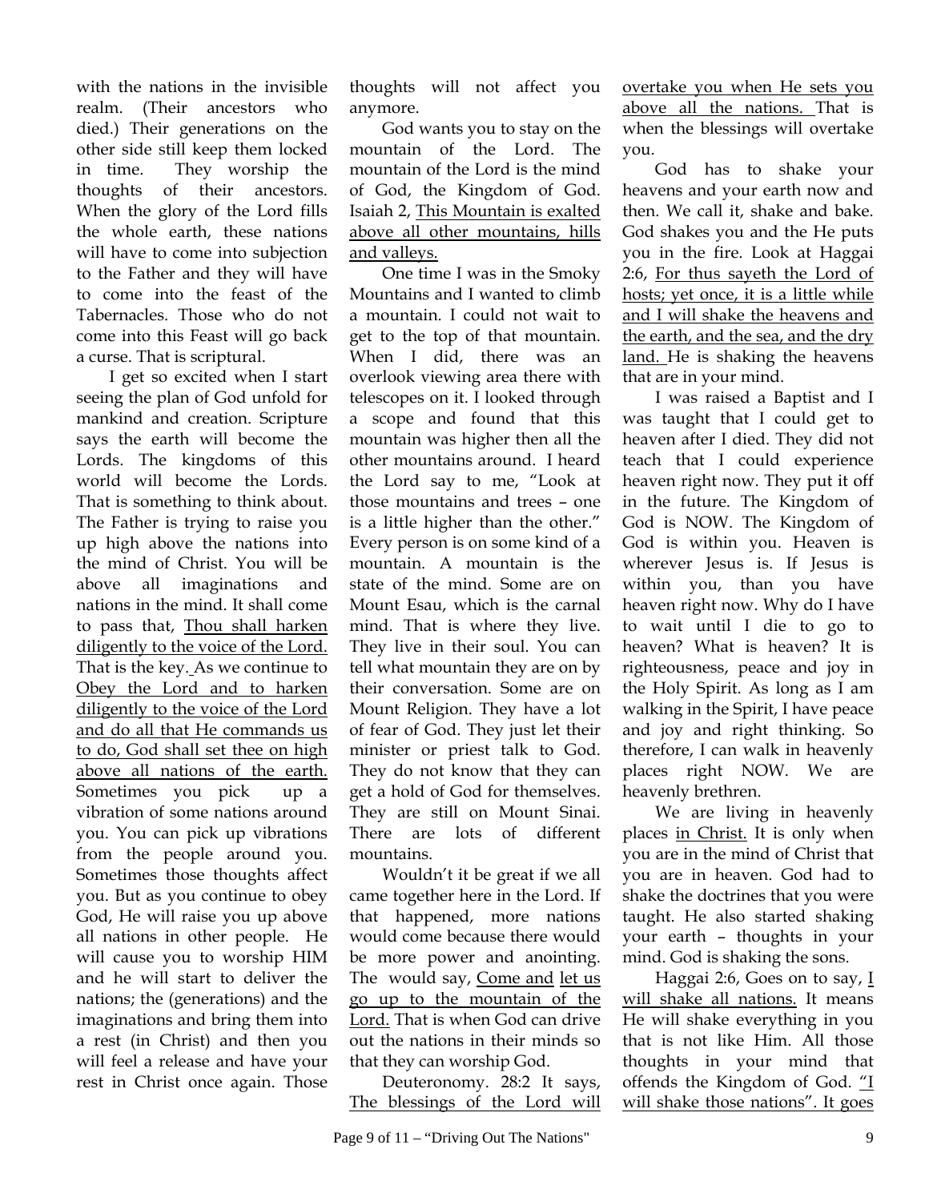with the nations in the invisible realm. (Their ancestors who died.) Their generations on the other side still keep them locked in time. They worship the thoughts of their ancestors. When the glory of the Lord fills the whole earth, these nations will have to come into subjection to the Father and they will have to come into the feast of the Tabernacles. Those who do not come into this Feast will go back a curse. That is scriptural.

I get so excited when I start seeing the plan of God unfold for mankind and creation. Scripture says the earth will become the Lords. The kingdoms of this world will become the Lords. That is something to think about. The Father is trying to raise you up high above the nations into the mind of Christ. You will be above all imaginations and nations in the mind. It shall come to pass that, <u>Thou shall harken diligently to the voice of the Lord.</u> That is the key. As we continue to <u>Obey the Lord and to harken diligently to the voice of the Lord and do all that He commands us to do, God shall set thee on high above all nations of the earth.</u> Sometimes you pick up a vibration of some nations around you. You can pick up vibrations from the people around you. Sometimes those thoughts affect you. But as you continue to obey God, He will raise you up above all nations in other people. He will cause you to worship HIM and he will start to deliver the nations; the (generations) and the imaginations and bring them into a rest (in Christ) and then you will feel a release and have your rest in Christ once again. Those thoughts will not affect you anymore.

God wants you to stay on the mountain of the Lord. The mountain of the Lord is the mind of God, the Kingdom of God. Isaiah 2, <u>This Mountain is exalted above all other mountains, hills and valleys.</u>

One time I was in the Smoky Mountains and I wanted to climb a mountain. I could not wait to get to the top of that mountain. When I did, there was an overlook viewing area there with telescopes on it. I looked through a scope and found that this mountain was higher then all the other mountains around. I heard the Lord say to me, "Look at those mountains and trees – one is a little higher than the other." Every person is on some kind of a mountain. A mountain is the state of the mind. Some are on Mount Esau, which is the carnal mind. That is where they live. They live in their soul. You can tell what mountain they are on by their conversation. Some are on Mount Religion. They have a lot of fear of God. They just let their minister or priest talk to God. They do not know that they can get a hold of God for themselves. They are still on Mount Sinai. There are lots of different mountains.

Wouldn't it be great if we all came together here in the Lord. If that happened, more nations would come because there would be more power and anointing. The would say, <u>Come and let us go up to the mountain of the Lord.</u> That is when God can drive out the nations in their minds so that they can worship God.

Deuteronomy. 28:2 It says, <u>The blessings of the Lord will overtake you when He sets you above all the nations.</u> That is when the blessings will overtake you.

God has to shake your heavens and your earth now and then. We call it, shake and bake. God shakes you and the He puts you in the fire. Look at Haggai 2:6, <u>For thus sayeth the Lord of hosts; yet once, it is a little while and I will shake the heavens and the earth, and the sea, and the dry land.</u> He is shaking the heavens that are in your mind.

I was raised a Baptist and I was taught that I could get to heaven after I died. They did not teach that I could experience heaven right now. They put it off in the future. The Kingdom of God is NOW. The Kingdom of God is within you. Heaven is wherever Jesus is. If Jesus is within you, than you have heaven right now. Why do I have to wait until I die to go to heaven? What is heaven? It is righteousness, peace and joy in the Holy Spirit. As long as I am walking in the Spirit, I have peace and joy and right thinking. So therefore, I can walk in heavenly places right NOW. We are heavenly brethren.

We are living in heavenly places <u>in Christ.</u> It is only when you are in the mind of Christ that you are in heaven. God had to shake the doctrines that you were taught. He also started shaking your earth – thoughts in your mind. God is shaking the sons.

Haggai 2:6, Goes on to say, <u>I will shake all nations.</u> It means He will shake everything in you that is not like Him. All those thoughts in your mind that offends the Kingdom of God. <u>"I will shake those nations"</u>. It goes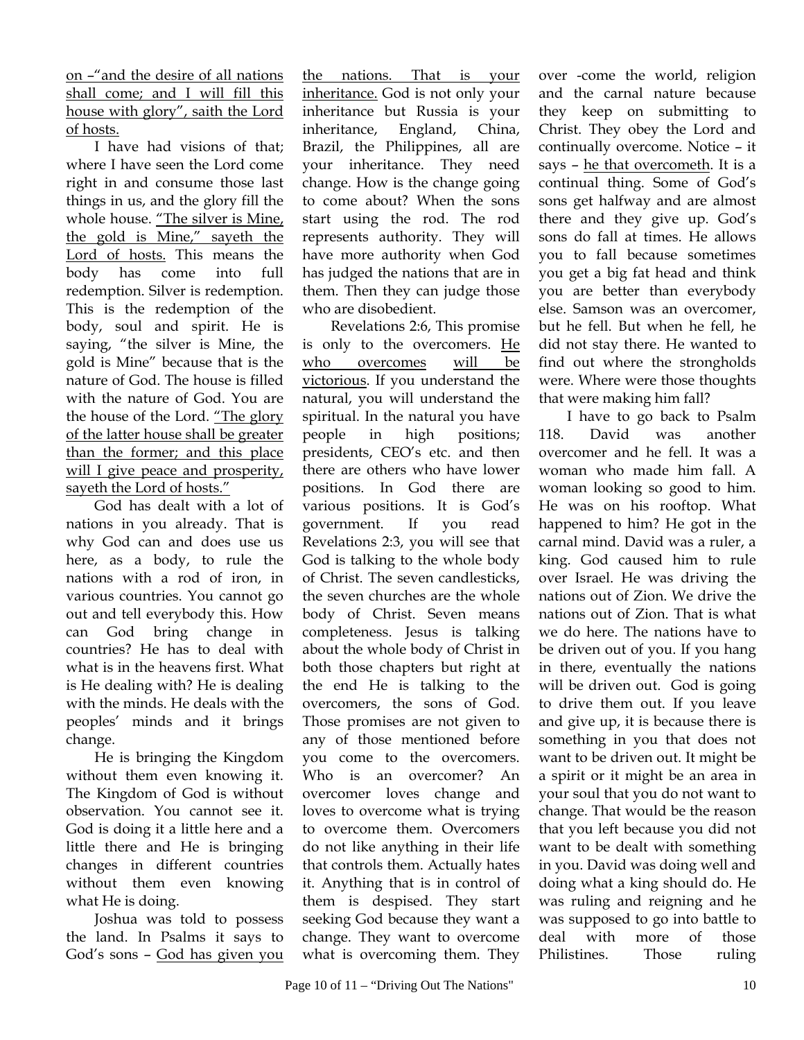on –"and the desire of all nations shall come; and I will fill this house with glory", saith the Lord of hosts.

I have had visions of that; where I have seen the Lord come right in and consume those last things in us, and the glory fill the whole house. "The silver is Mine, the gold is Mine," sayeth the Lord of hosts. This means the body has come into full redemption. Silver is redemption. This is the redemption of the body, soul and spirit. He is saying, "the silver is Mine, the gold is Mine" because that is the nature of God. The house is filled with the nature of God. You are the house of the Lord. "The glory of the latter house shall be greater than the former; and this place will I give peace and prosperity, sayeth the Lord of hosts."

God has dealt with a lot of nations in you already. That is why God can and does use us here, as a body, to rule the nations with a rod of iron, in various countries. You cannot go out and tell everybody this. How can God bring change in countries? He has to deal with what is in the heavens first. What is He dealing with? He is dealing with the minds. He deals with the peoples' minds and it brings change.

He is bringing the Kingdom without them even knowing it. The Kingdom of God is without observation. You cannot see it. God is doing it a little here and a little there and He is bringing changes in different countries without them even knowing what He is doing.

Joshua was told to possess the land. In Psalms it says to God's sons – God has given you the nations. That is your inheritance. God is not only your inheritance but Russia is your inheritance, England, China, Brazil, the Philippines, all are your inheritance. They need change. How is the change going to come about? When the sons start using the rod. The rod represents authority. They will have more authority when God has judged the nations that are in them. Then they can judge those who are disobedient.

Revelations 2:6, This promise is only to the overcomers. He who overcomes will be victorious. If you understand the natural, you will understand the spiritual. In the natural you have people in high positions; presidents, CEO's etc. and then there are others who have lower positions. In God there are various positions. It is God's government. If you read Revelations 2:3, you will see that God is talking to the whole body of Christ. The seven candlesticks, the seven churches are the whole body of Christ. Seven means completeness. Jesus is talking about the whole body of Christ in both those chapters but right at the end He is talking to the overcomers, the sons of God. Those promises are not given to any of those mentioned before you come to the overcomers. Who is an overcomer? An overcomer loves change and loves to overcome what is trying to overcome them. Overcomers do not like anything in their life that controls them. Actually hates it. Anything that is in control of them is despised. They start seeking God because they want a change. They want to overcome what is overcoming them. They over -come the world, religion and the carnal nature because they keep on submitting to Christ. They obey the Lord and continually overcome. Notice – it says – he that overcometh. It is a continual thing. Some of God's sons get halfway and are almost there and they give up. God's sons do fall at times. He allows you to fall because sometimes you get a big fat head and think you are better than everybody else. Samson was an overcomer, but he fell. But when he fell, he did not stay there. He wanted to find out where the strongholds were. Where were those thoughts that were making him fall?

I have to go back to Psalm 118. David was another overcomer and he fell. It was a woman who made him fall. A woman looking so good to him. He was on his rooftop. What happened to him? He got in the carnal mind. David was a ruler, a king. God caused him to rule over Israel. He was driving the nations out of Zion. We drive the nations out of Zion. That is what we do here. The nations have to be driven out of you. If you hang in there, eventually the nations will be driven out. God is going to drive them out. If you leave and give up, it is because there is something in you that does not want to be driven out. It might be a spirit or it might be an area in your soul that you do not want to change. That would be the reason that you left because you did not want to be dealt with something in you. David was doing well and doing what a king should do. He was ruling and reigning and he was supposed to go into battle to deal with more of those Philistines. Those ruling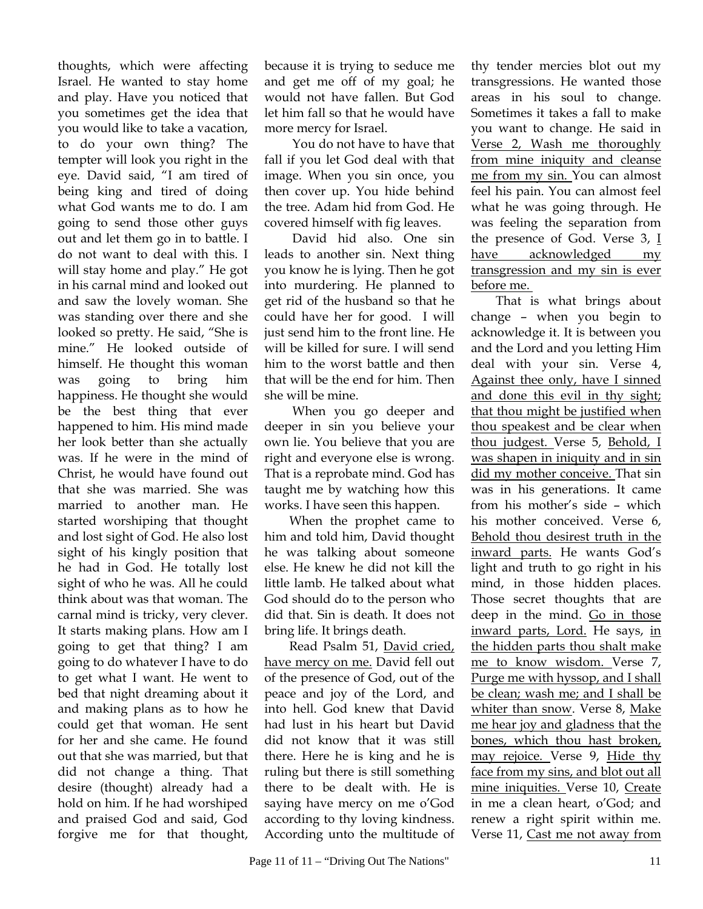thoughts, which were affecting Israel. He wanted to stay home and play. Have you noticed that you sometimes get the idea that you would like to take a vacation, to do your own thing? The tempter will look you right in the eye. David said, "I am tired of being king and tired of doing what God wants me to do. I am going to send those other guys out and let them go in to battle. I do not want to deal with this. I will stay home and play." He got in his carnal mind and looked out and saw the lovely woman. She was standing over there and she looked so pretty. He said, "She is mine." He looked outside of himself. He thought this woman was going to bring him happiness. He thought she would be the best thing that ever happened to him. His mind made her look better than she actually was. If he were in the mind of Christ, he would have found out that she was married. She was married to another man. He started worshiping that thought and lost sight of God. He also lost sight of his kingly position that he had in God. He totally lost sight of who he was. All he could think about was that woman. The carnal mind is tricky, very clever. It starts making plans. How am I going to get that thing? I am going to do whatever I have to do to get what I want. He went to bed that night dreaming about it and making plans as to how he could get that woman. He sent for her and she came. He found out that she was married, but that did not change a thing. That desire (thought) already had a hold on him. If he had worshiped and praised God and said, God forgive me for that thought, because it is trying to seduce me and get me off of my goal; he would not have fallen. But God let him fall so that he would have more mercy for Israel.

You do not have to have that fall if you let God deal with that image. When you sin once, you then cover up. You hide behind the tree. Adam hid from God. He covered himself with fig leaves.

David hid also. One sin leads to another sin. Next thing you know he is lying. Then he got into murdering. He planned to get rid of the husband so that he could have her for good. I will just send him to the front line. He will be killed for sure. I will send him to the worst battle and then that will be the end for him. Then she will be mine.

When you go deeper and deeper in sin you believe your own lie. You believe that you are right and everyone else is wrong. That is a reprobate mind. God has taught me by watching how this works. I have seen this happen.

When the prophet came to him and told him, David thought he was talking about someone else. He knew he did not kill the little lamb. He talked about what God should do to the person who did that. Sin is death. It does not bring life. It brings death.

Read Psalm 51, <u>David cried, have mercy on me.</u> David fell out of the presence of God, out of the peace and joy of the Lord, and into hell. God knew that David had lust in his heart but David did not know that it was still there. Here he is king and he is ruling but there is still something there to be dealt with. He is saying have mercy on me o'God according to thy loving kindness. According unto the multitude of thy tender mercies blot out my transgressions. He wanted those areas in his soul to change. Sometimes it takes a fall to make you want to change. He said in <u>Verse 2, Wash me thoroughly from mine iniquity and cleanse me from my sin.</u> You can almost feel his pain. You can almost feel what he was going through. He was feeling the separation from the presence of God. Verse 3, <u>I have acknowledged my transgression and my sin is ever before me.</u>

That is what brings about change – when you begin to acknowledge it. It is between you and the Lord and you letting Him deal with your sin. Verse 4, <u>Against thee only, have I sinned and done this evil in thy sight; that thou might be justified when thou speakest and be clear when thou judgest.</u> Verse 5, <u>Behold, I was shapen in iniquity and in sin did my mother conceive.</u> That sin was in his generations. It came from his mother's side – which his mother conceived. Verse 6, <u>Behold thou desirest truth in the inward parts.</u> He wants God's light and truth to go right in his mind, in those hidden places. Those secret thoughts that are deep in the mind. <u>Go in those inward parts, Lord.</u> He says, <u>in the hidden parts thou shalt make me to know wisdom.</u> Verse 7, <u>Purge me with hyssop, and I shall be clean; wash me; and I shall be whiter than snow</u>. Verse 8, <u>Make me hear joy and gladness that the bones, which thou hast broken, may rejoice.</u> Verse 9, <u>Hide thy face from my sins, and blot out all mine iniquities.</u> Verse 10, <u>Create</u> in me a clean heart, o'God; and renew a right spirit within me. Verse 11, <u>Cast me not away from</u>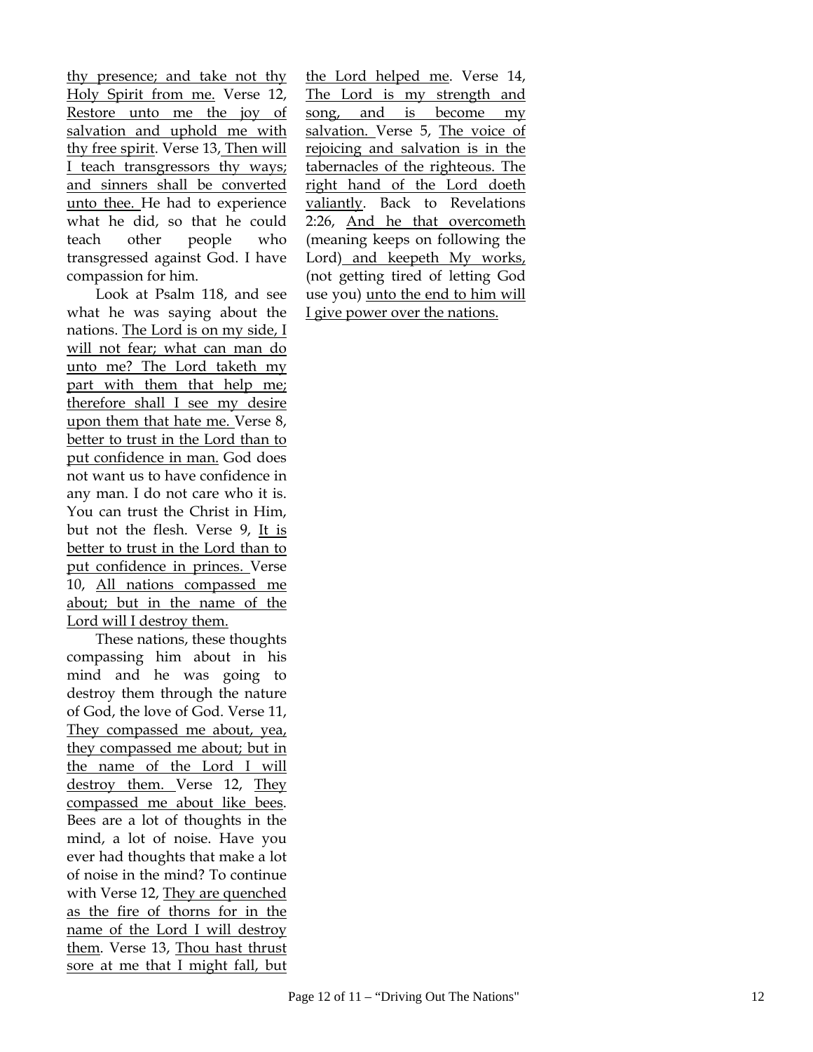thy presence; and take not thy Holy Spirit from me. Verse 12, Restore unto me the joy of salvation and uphold me with thy free spirit. Verse 13, Then will I teach transgressors thy ways; and sinners shall be converted unto thee. He had to experience what he did, so that he could teach other people who transgressed against God. I have compassion for him.

Look at Psalm 118, and see what he was saying about the nations. The Lord is on my side, I will not fear; what can man do unto me? The Lord taketh my part with them that help me; therefore shall I see my desire upon them that hate me. Verse 8, better to trust in the Lord than to put confidence in man. God does not want us to have confidence in any man. I do not care who it is. You can trust the Christ in Him, but not the flesh. Verse 9, It is better to trust in the Lord than to put confidence in princes. Verse 10, All nations compassed me about; but in the name of the Lord will I destroy them.

These nations, these thoughts compassing him about in his mind and he was going to destroy them through the nature of God, the love of God. Verse 11, They compassed me about, yea, they compassed me about; but in the name of the Lord I will destroy them. Verse 12, They compassed me about like bees. Bees are a lot of thoughts in the mind, a lot of noise. Have you ever had thoughts that make a lot of noise in the mind? To continue with Verse 12, They are quenched as the fire of thorns for in the name of the Lord I will destroy them. Verse 13, Thou hast thrust sore at me that I might fall, but the Lord helped me. Verse 14, The Lord is my strength and song, and is become my salvation. Verse 5, The voice of rejoicing and salvation is in the tabernacles of the righteous. The right hand of the Lord doeth valiantly. Back to Revelations 2:26, And he that overcometh (meaning keeps on following the Lord) and keepeth My works, (not getting tired of letting God use you) unto the end to him will I give power over the nations.